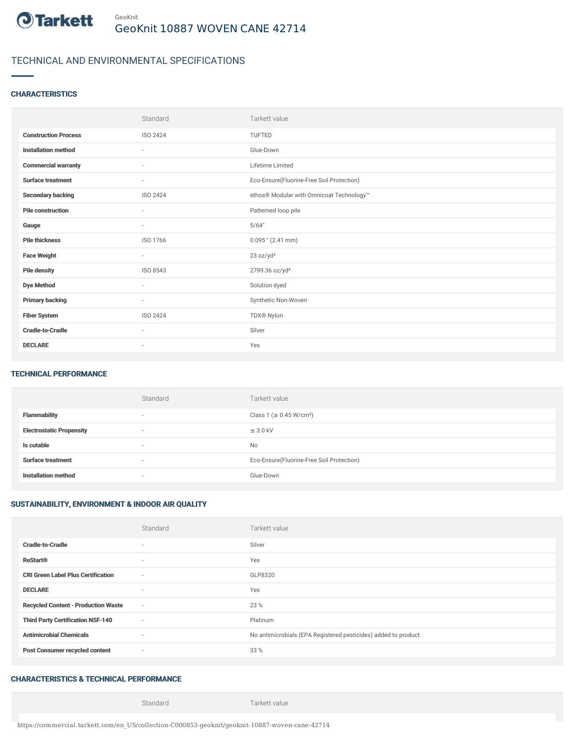Tarkett

GeoKnit

# GeoKnit 10887 WOVEN CANE 42714

## TECHNICAL AND ENVIRONMENTAL SPECIFICATIONS

### CHARACTERISTICS

| | Standard | Tarkett value |
|---|---|---|
| **Construction Process** | ISO 2424 | TUFTED |
| **Installation method** | - | Glue-Down |
| **Commercial warranty** | - | Lifetime Limited |
| **Surface treatment** | - | Eco-Ensure(Fluorine-Free Soil Protection) |
| **Secondary backing** | ISO 2424 | ethos® Modular with Omnicoat Technology™ |
| **Pile construction** | - | Patterned loop pile |
| **Gauge** | - | 5/64" |
| **Pile thickness** | ISO 1766 | 0.095 " (2.41 mm) |
| **Face Weight** | - | 23 oz/yd² |
| **Pile density** | ISO 8543 | 2799.36 oz/yd³ |
| **Dye Method** | - | Solution dyed |
| **Primary backing** | - | Synthetic Non-Woven |
| **Fiber System** | ISO 2424 | TDX® Nylon |
| **Cradle-to-Cradle** | - | Silver |
| **DECLARE** | - | Yes |

### TECHNICAL PERFORMANCE

| | Standard | Tarkett value |
|---|---|---|
| **Flammability** | - | Class 1 (≥ 0.45 W/cm²) |
| **Electrostatic Propensity** | - | ≤ 3.0 kV |
| **Is cutable** | - | No |
| **Surface treatment** | - | Eco-Ensure(Fluorine-Free Soil Protection) |
| **Installation method** | - | Glue-Down |

### SUSTAINABILITY, ENVIRONMENT & INDOOR AIR QUALITY

| | Standard | Tarkett value |
|---|---|---|
| **Cradle-to-Cradle** | - | Silver |
| **ReStart®** | - | Yes |
| **CRI Green Label Plus Certification** | - | GLP8320 |
| **DECLARE** | - | Yes |
| **Recycled Content - Production Waste** | - | 23 % |
| **Third Party Certification NSF-140** | - | Platinum |
| **Antimicrobial Chemicals** | - | No antimicrobials (EPA Registered pesticides) added to product |
| **Post Consumer recycled content** | - | 33 % |

### CHARACTERISTICS & TECHNICAL PERFORMANCE

| | Standard | Tarkett value |
|---|---|---|

https://commercial.tarkett.com/en_US/collection-C000853-geoknit/geoknit-10887-woven-cane-42714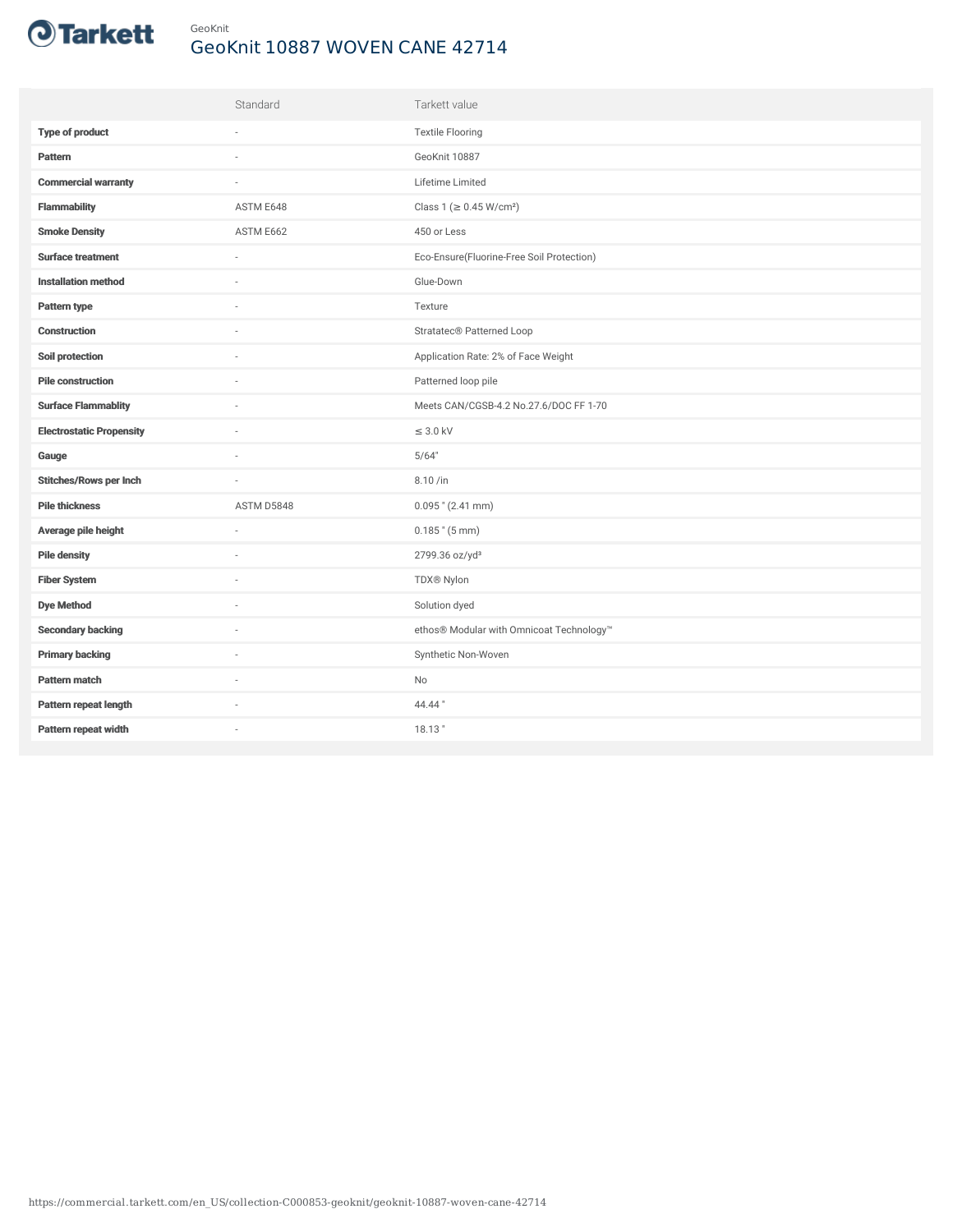GeoKnit

# GeoKnit 10887 WOVEN CANE 42714

| | Standard | Tarkett value |
|---|---|---|
| **Type of product** | - | Textile Flooring |
| **Pattern** | - | GeoKnit 10887 |
| **Commercial warranty** | - | Lifetime Limited |
| **Flammability** | ASTM E648 | Class 1 (≥ 0.45 W/cm²) |
| **Smoke Density** | ASTM E662 | 450 or Less |
| **Surface treatment** | - | Eco-Ensure(Fluorine-Free Soil Protection) |
| **Installation method** | - | Glue-Down |
| **Pattern type** | - | Texture |
| **Construction** | - | Stratatec® Patterned Loop |
| **Soil protection** | - | Application Rate: 2% of Face Weight |
| **Pile construction** | - | Patterned loop pile |
| **Surface Flammablity** | - | Meets CAN/CGSB-4.2 No.27.6/DOC FF 1-70 |
| **Electrostatic Propensity** | - | ≤ 3.0 kV |
| **Gauge** | - | 5/64" |
| **Stitches/Rows per Inch** | - | 8.10 /in |
| **Pile thickness** | ASTM D5848 | 0.095 " (2.41 mm) |
| **Average pile height** | - | 0.185 " (5 mm) |
| **Pile density** | - | 2799.36 oz/yd³ |
| **Fiber System** | - | TDX® Nylon |
| **Dye Method** | - | Solution dyed |
| **Secondary backing** | - | ethos® Modular with Omnicoat Technology™ |
| **Primary backing** | - | Synthetic Non-Woven |
| **Pattern match** | - | No |
| **Pattern repeat length** | - | 44.44 " |
| **Pattern repeat width** | - | 18.13 " |

https://commercial.tarkett.com/en_US/collection-C000853-geoknit/geoknit-10887-woven-cane-42714